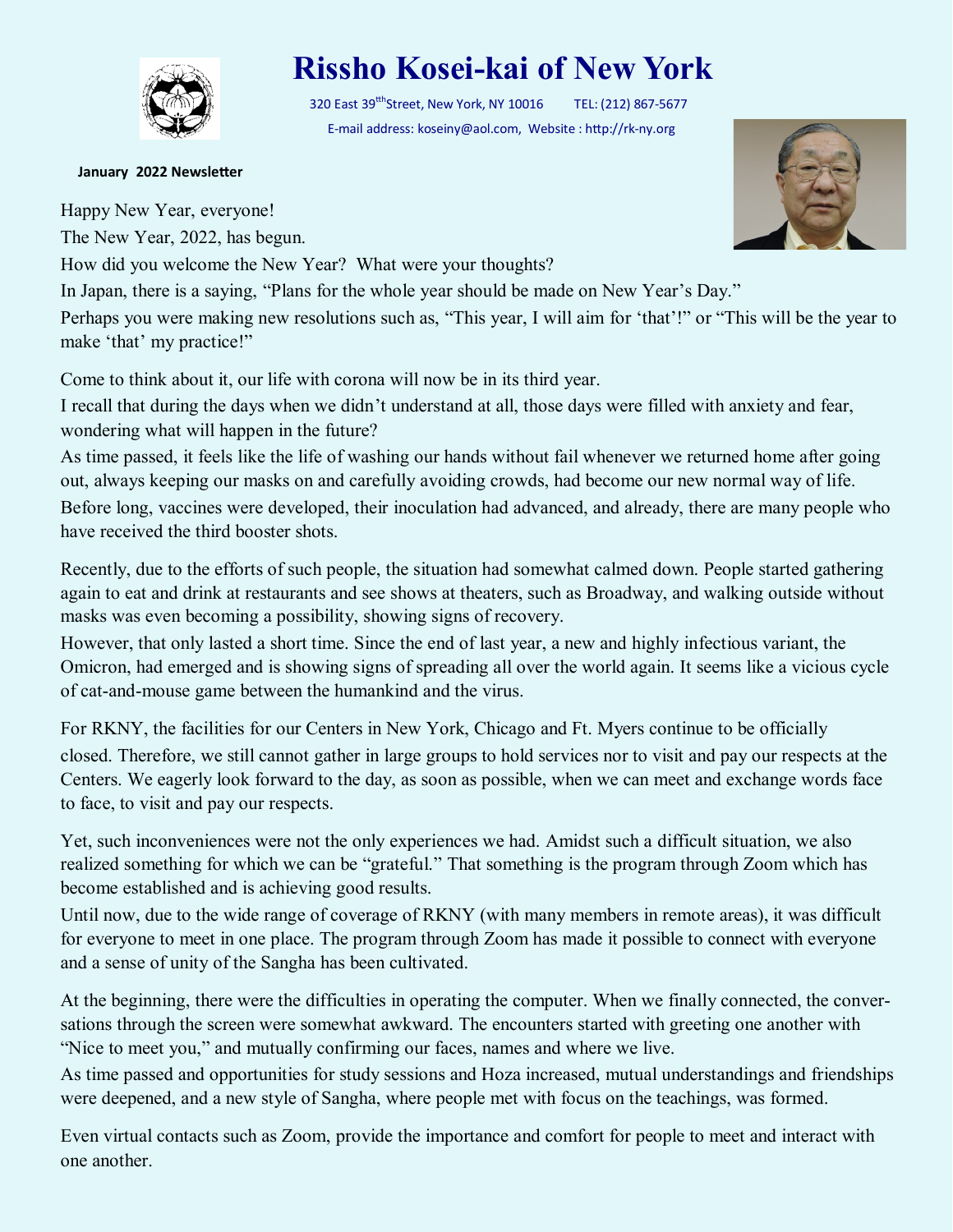# Rissho Kosei-kai of New York

320 East 39th Street, New York, NY 10016 TEL: (212) 867-5677

E-mail address: koseiny@aol.com, Website : http://rk-ny.org

**January 2022 Newsletter**

Happy New Year, everyone!

The New Year, 2022, has begun.

How did you welcome the New Year? What were your thoughts?

In Japan, there is a saying, "Plans for the whole year should be made on New Year's Day."

Perhaps you were making new resolutions such as, "This year, I will aim for 'that'!" or "This will be the year to make 'that' my practice!"

Come to think about it, our life with corona will now be in its third year.

I recall that during the days when we didn't understand at all, those days were filled with anxiety and fear, wondering what will happen in the future?

As time passed, it feels like the life of washing our hands without fail whenever we returned home after going out, always keeping our masks on and carefully avoiding crowds, had become our new normal way of life.

Before long, vaccines were developed, their inoculation had advanced, and already, there are many people who have received the third booster shots.

Recently, due to the efforts of such people, the situation had somewhat calmed down. People started gathering again to eat and drink at restaurants and see shows at theaters, such as Broadway, and walking outside without masks was even becoming a possibility, showing signs of recovery.

However, that only lasted a short time. Since the end of last year, a new and highly infectious variant, the Omicron, had emerged and is showing signs of spreading all over the world again. It seems like a vicious cycle of cat-and-mouse game between the humankind and the virus.

For RKNY, the facilities for our Centers in New York, Chicago and Ft. Myers continue to be officially closed. Therefore, we still cannot gather in large groups to hold services nor to visit and pay our respects at the Centers. We eagerly look forward to the day, as soon as possible, when we can meet and exchange words face to face, to visit and pay our respects.

Yet, such inconveniences were not the only experiences we had. Amidst such a difficult situation, we also realized something for which we can be "grateful." That something is the program through Zoom which has become established and is achieving good results.

Until now, due to the wide range of coverage of RKNY (with many members in remote areas), it was difficult for everyone to meet in one place. The program through Zoom has made it possible to connect with everyone and a sense of unity of the Sangha has been cultivated.

At the beginning, there were the difficulties in operating the computer. When we finally connected, the conversations through the screen were somewhat awkward. The encounters started with greeting one another with "Nice to meet you," and mutually confirming our faces, names and where we live.

As time passed and opportunities for study sessions and Hoza increased, mutual understandings and friendships were deepened, and a new style of Sangha, where people met with focus on the teachings, was formed.

Even virtual contacts such as Zoom, provide the importance and comfort for people to meet and interact with one another.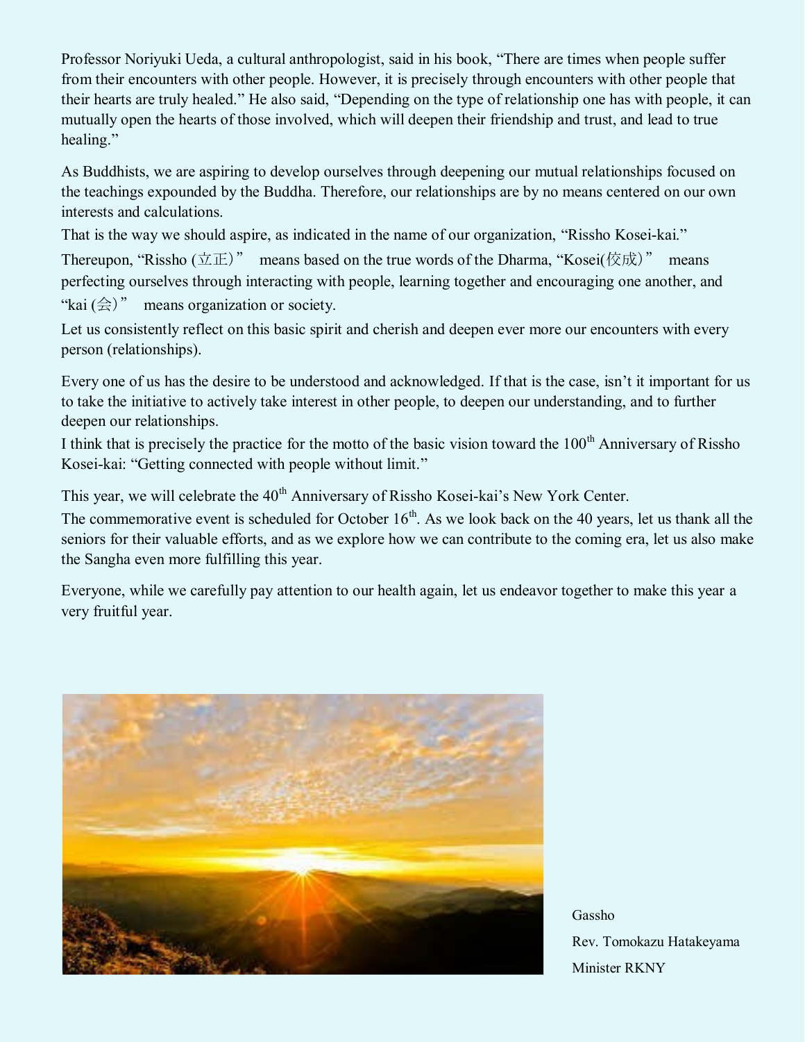Professor Noriyuki Ueda, a cultural anthropologist, said in his book, "There are times when people suffer from their encounters with other people. However, it is precisely through encounters with other people that their hearts are truly healed." He also said, "Depending on the type of relationship one has with people, it can mutually open the hearts of those involved, which will deepen their friendship and trust, and lead to true healing."

As Buddhists, we are aspiring to develop ourselves through deepening our mutual relationships focused on the teachings expounded by the Buddha. Therefore, our relationships are by no means centered on our own interests and calculations.

That is the way we should aspire, as indicated in the name of our organization, "Rissho Kosei-kai."

Thereupon, "Rissho (立正)" means based on the true words of the Dharma, "Kosei(佼成)" means perfecting ourselves through interacting with people, learning together and encouraging one another, and "kai (会)" means organization or society.

Let us consistently reflect on this basic spirit and cherish and deepen ever more our encounters with every person (relationships).

Every one of us has the desire to be understood and acknowledged. If that is the case, isn't it important for us to take the initiative to actively take interest in other people, to deepen our understanding, and to further deepen our relationships.

I think that is precisely the practice for the motto of the basic vision toward the 100th Anniversary of Rissho Kosei-kai: "Getting connected with people without limit."

This year, we will celebrate the 40th Anniversary of Rissho Kosei-kai's New York Center.

The commemorative event is scheduled for October 16th. As we look back on the 40 years, let us thank all the seniors for their valuable efforts, and as we explore how we can contribute to the coming era, let us also make the Sangha even more fulfilling this year.

Everyone, while we carefully pay attention to our health again, let us endeavor together to make this year a very fruitful year.

Gassho

Rev. Tomokazu Hatakeyama

Minister RKNY